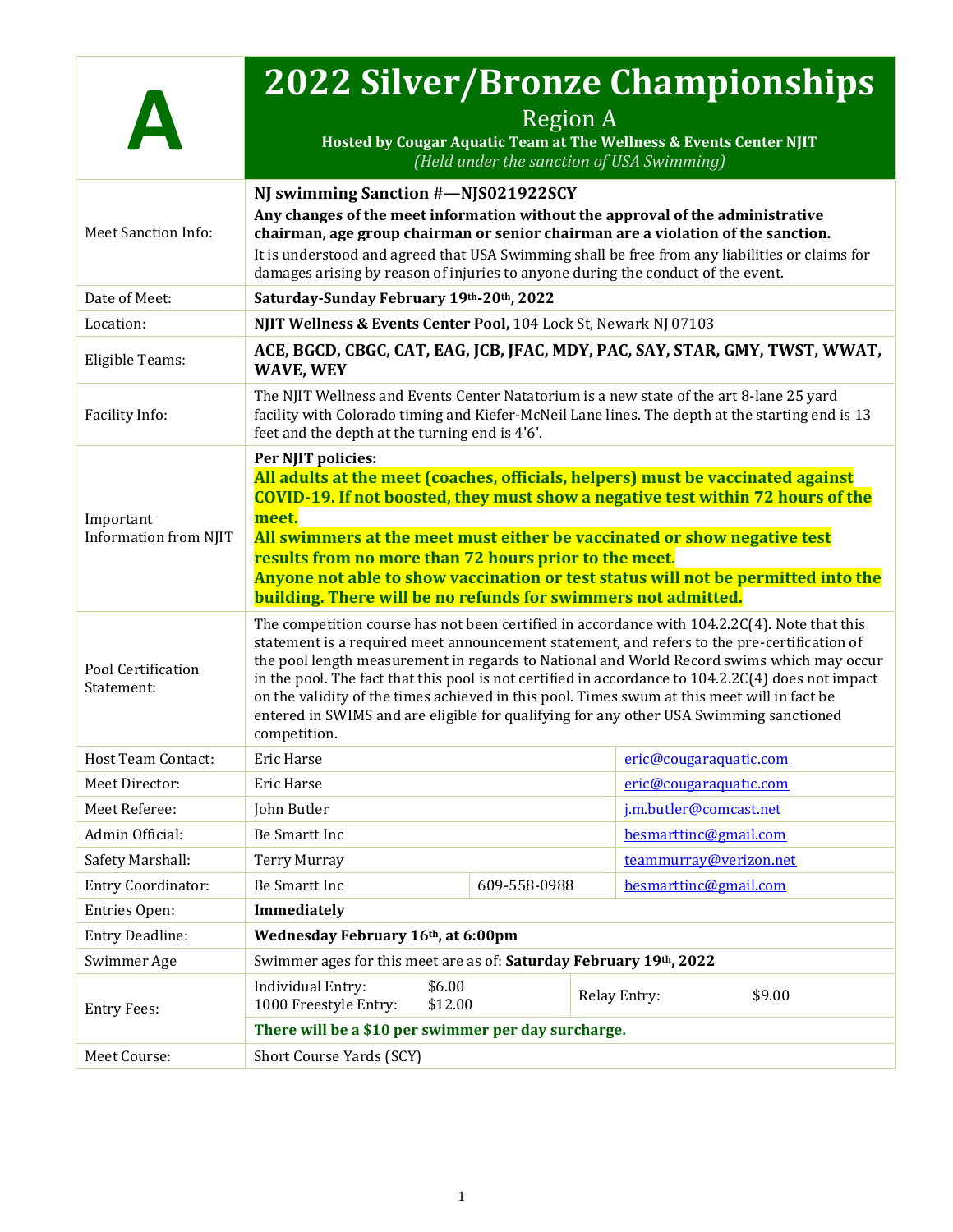# A

# 2022 Silver/Bronze Championships

## Region A

**Hosted by Cougar Aquatic Team at The Wellness & Events Center NJIT**

*(Held under the sanction of USA Swimming)*

| | | | |
|---|---|---|---|
| Meet Sanction Info: | **NJ swimming Sanction #—NJS021922SCY**<br>**Any changes of the meet information without the approval of the administrative chairman, age group chairman or senior chairman are a violation of the sanction.**<br>It is understood and agreed that USA Swimming shall be free from any liabilities or claims for damages arising by reason of injuries to anyone during the conduct of the event. | | |
| Date of Meet: | **Saturday-Sunday February 19th-20th, 2022** | | |
| Location: | **NJIT Wellness & Events Center Pool,** 104 Lock St, Newark NJ 07103 | | |
| Eligible Teams: | **ACE, BGCD, CBGC, CAT, EAG, JCB, JFAC, MDY, PAC, SAY, STAR, GMY, TWST, WWAT, WAVE, WEY** | | |
| Facility Info: | The NJIT Wellness and Events Center Natatorium is a new state of the art 8-lane 25 yard facility with Colorado timing and Kiefer-McNeil Lane lines. The depth at the starting end is 13 feet and the depth at the turning end is 4'6'. | | |
| Important Information from NJIT | **Per NJIT policies:**<br>**All adults at the meet (coaches, officials, helpers) must be vaccinated against COVID-19. If not boosted, they must show a negative test within 72 hours of the meet.**<br>**All swimmers at the meet must either be vaccinated or show negative test results from no more than 72 hours prior to the meet.**<br>**Anyone not able to show vaccination or test status will not be permitted into the building. There will be no refunds for swimmers not admitted.** | | |
| Pool Certification Statement: | The competition course has not been certified in accordance with 104.2.2C(4). Note that this statement is a required meet announcement statement, and refers to the pre-certification of the pool length measurement in regards to National and World Record swims which may occur in the pool. The fact that this pool is not certified in accordance to 104.2.2C(4) does not impact on the validity of the times achieved in this pool. Times swum at this meet will in fact be entered in SWIMS and are eligible for qualifying for any other USA Swimming sanctioned competition. | | |
| Host Team Contact: | Eric Harse | | eric@cougaraquatic.com |
| Meet Director: | Eric Harse | | eric@cougaraquatic.com |
| Meet Referee: | John Butler | | j.m.butler@comcast.net |
| Admin Official: | Be Smartt Inc | | besmarttinc@gmail.com |
| Safety Marshall: | Terry Murray | | teammurray@verizon.net |
| Entry Coordinator: | Be Smartt Inc | 609-558-0988 | besmarttinc@gmail.com |
| Entries Open: | **Immediately** | | |
| Entry Deadline: | **Wednesday February 16th, at 6:00pm** | | |
| Swimmer Age | Swimmer ages for this meet are as of: **Saturday February 19th, 2022** | | |
| Entry Fees: | Individual Entry: $6.00<br>1000 Freestyle Entry: $12.00 | Relay Entry: | $9.00 |
| | **There will be a $10 per swimmer per day surcharge.** | | |
| Meet Course: | Short Course Yards (SCY) | | |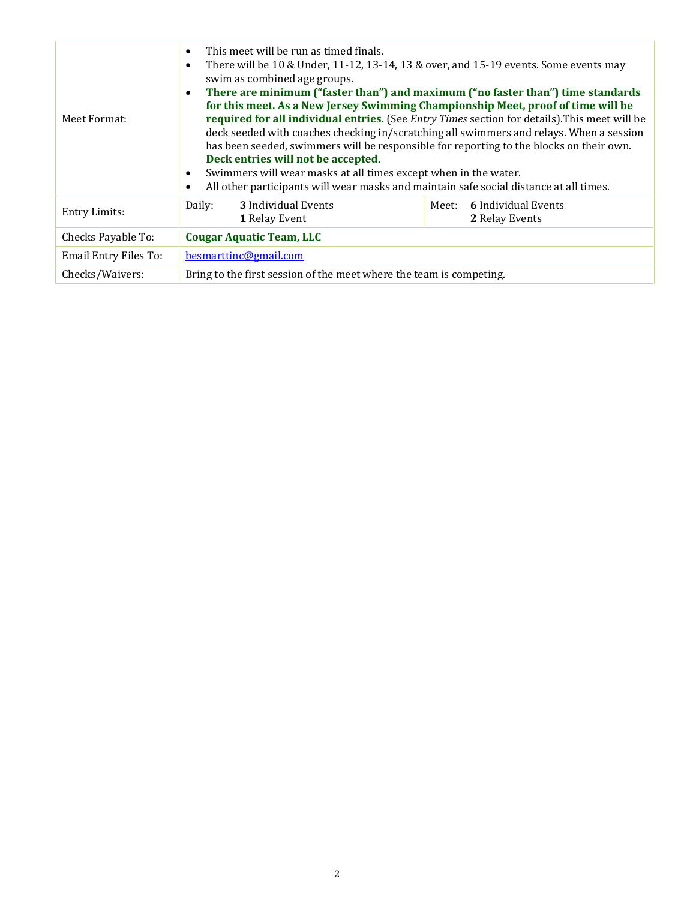| | | |
|---|---|---|
| Meet Format: | • This meet will be run as timed finals.<br>• There will be 10 & Under, 11-12, 13-14, 13 & over, and 15-19 events. Some events may swim as combined age groups.<br>• **There are minimum ("faster than") and maximum ("no faster than") time standards for this meet. As a New Jersey Swimming Championship Meet, proof of time will be required for all individual entries.** (See *Entry Times* section for details).This meet will be deck seeded with coaches checking in/scratching all swimmers and relays. When a session has been seeded, swimmers will be responsible for reporting to the blocks on their own. **Deck entries will not be accepted.**<br>• Swimmers will wear masks at all times except when in the water.<br>• All other participants will wear masks and maintain safe social distance at all times. | |
| Entry Limits: | Daily: **3** Individual Events<br>**1** Relay Event | Meet: **6** Individual Events<br>**2** Relay Events |
| Checks Payable To: | **Cougar Aquatic Team, LLC** | |
| Email Entry Files To: | besmarttinc@gmail.com | |
| Checks/Waivers: | Bring to the first session of the meet where the team is competing. | |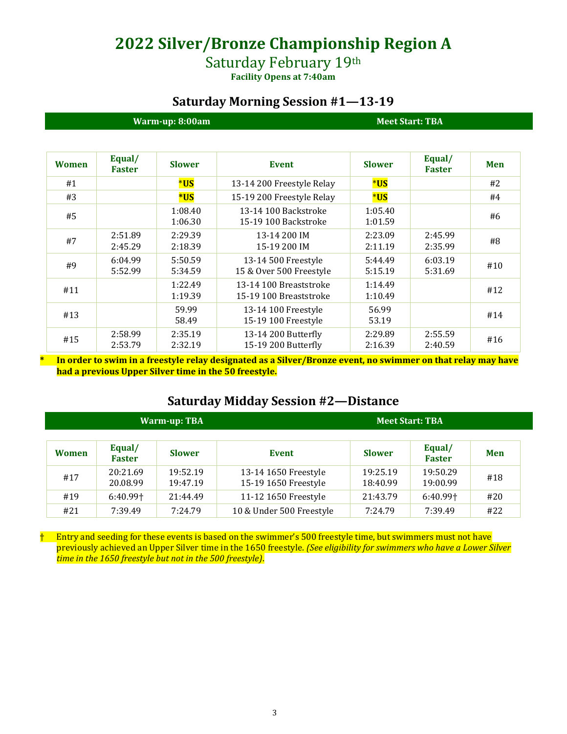# 2022 Silver/Bronze Championship Region A

## Saturday February 19th

**Facility Opens at 7:40am**

### Saturday Morning Session #1—13-19

| Warm-up: 8:00am | Meet Start: TBA |
|---|---|

| Women | Equal/ Faster | Slower | Event | Slower | Equal/ Faster | Men |
|---|---|---|---|---|---|---|
| #1 | | *US | 13-14 200 Freestyle Relay | *US | | #2 |
| #3 | | *US | 15-19 200 Freestyle Relay | *US | | #4 |
| #5 | | 1:08.40<br>1:06.30 | 13-14 100 Backstroke<br>15-19 100 Backstroke | 1:05.40<br>1:01.59 | | #6 |
| #7 | 2:51.89<br>2:45.29 | 2:29.39<br>2:18.39 | 13-14 200 IM<br>15-19 200 IM | 2:23.09<br>2:11.19 | 2:45.99<br>2:35.99 | #8 |
| #9 | 6:04.99<br>5:52.99 | 5:50.59<br>5:34.59 | 13-14 500 Freestyle<br>15 & Over 500 Freestyle | 5:44.49<br>5:15.19 | 6:03.19<br>5:31.69 | #10 |
| #11 | | 1:22.49<br>1:19.39 | 13-14 100 Breaststroke<br>15-19 100 Breaststroke | 1:14.49<br>1:10.49 | | #12 |
| #13 | | 59.99<br>58.49 | 13-14 100 Freestyle<br>15-19 100 Freestyle | 56.99<br>53.19 | | #14 |
| #15 | 2:58.99<br>2:53.79 | 2:35.19<br>2:32.19 | 13-14 200 Butterfly<br>15-19 200 Butterfly | 2:29.89<br>2:16.39 | 2:55.59<br>2:40.59 | #16 |

\* **In order to swim in a freestyle relay designated as a Silver/Bronze event, no swimmer on that relay may have had a previous Upper Silver time in the 50 freestyle.**

### Saturday Midday Session #2—Distance

| Warm-up: TBA | Meet Start: TBA |
|---|---|

| Women | Equal/ Faster | Slower | Event | Slower | Equal/ Faster | Men |
|---|---|---|---|---|---|---|
| #17 | 20:21.69<br>20.08.99 | 19:52.19<br>19:47.19 | 13-14 1650 Freestyle<br>15-19 1650 Freestyle | 19:25.19<br>18:40.99 | 19:50.29<br>19:00.99 | #18 |
| #19 | 6:40.99† | 21:44.49 | 11-12 1650 Freestyle | 21:43.79 | 6:40.99† | #20 |
| #21 | 7:39.49 | 7:24.79 | 10 & Under 500 Freestyle | 7:24.79 | 7:39.49 | #22 |

† Entry and seeding for these events is based on the swimmer's 500 freestyle time, but swimmers must not have previously achieved an Upper Silver time in the 1650 freestyle. *(See eligibility for swimmers who have a Lower Silver time in the 1650 freestyle but not in the 500 freestyle)*.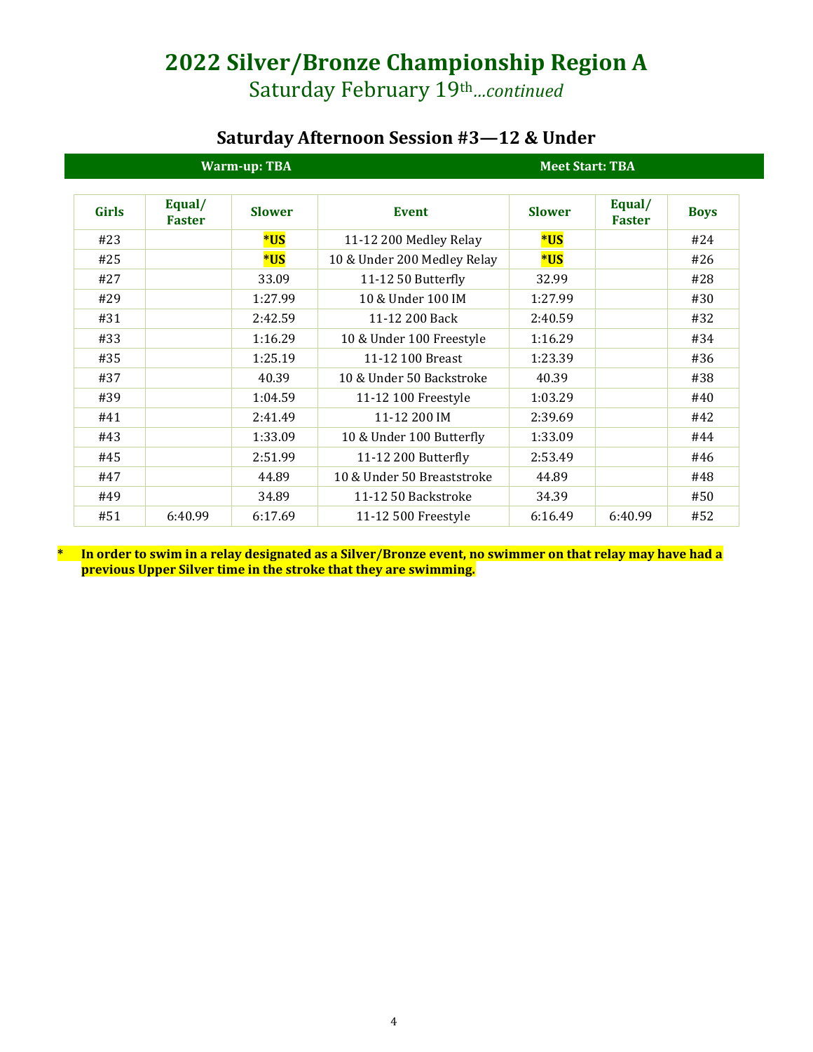# 2022 Silver/Bronze Championship Region A

Saturday February 19th*...continued*

## Saturday Afternoon Session #3—12 & Under

**Warm-up: TBA** | **Meet Start: TBA**

| Girls | Equal/ Faster | Slower | Event | Slower | Equal/ Faster | Boys |
|---|---|---|---|---|---|---|
| #23 | | ***US** | 11-12 200 Medley Relay | ***US** | | #24 |
| #25 | | ***US** | 10 & Under 200 Medley Relay | ***US** | | #26 |
| #27 | | 33.09 | 11-12 50 Butterfly | 32.99 | | #28 |
| #29 | | 1:27.99 | 10 & Under 100 IM | 1:27.99 | | #30 |
| #31 | | 2:42.59 | 11-12 200 Back | 2:40.59 | | #32 |
| #33 | | 1:16.29 | 10 & Under 100 Freestyle | 1:16.29 | | #34 |
| #35 | | 1:25.19 | 11-12 100 Breast | 1:23.39 | | #36 |
| #37 | | 40.39 | 10 & Under 50 Backstroke | 40.39 | | #38 |
| #39 | | 1:04.59 | 11-12 100 Freestyle | 1:03.29 | | #40 |
| #41 | | 2:41.49 | 11-12 200 IM | 2:39.69 | | #42 |
| #43 | | 1:33.09 | 10 & Under 100 Butterfly | 1:33.09 | | #44 |
| #45 | | 2:51.99 | 11-12 200 Butterfly | 2:53.49 | | #46 |
| #47 | | 44.89 | 10 & Under 50 Breaststroke | 44.89 | | #48 |
| #49 | | 34.89 | 11-12 50 Backstroke | 34.39 | | #50 |
| #51 | 6:40.99 | 6:17.69 | 11-12 500 Freestyle | 6:16.49 | 6:40.99 | #52 |

**\* In order to swim in a relay designated as a Silver/Bronze event, no swimmer on that relay may have had a previous Upper Silver time in the stroke that they are swimming.**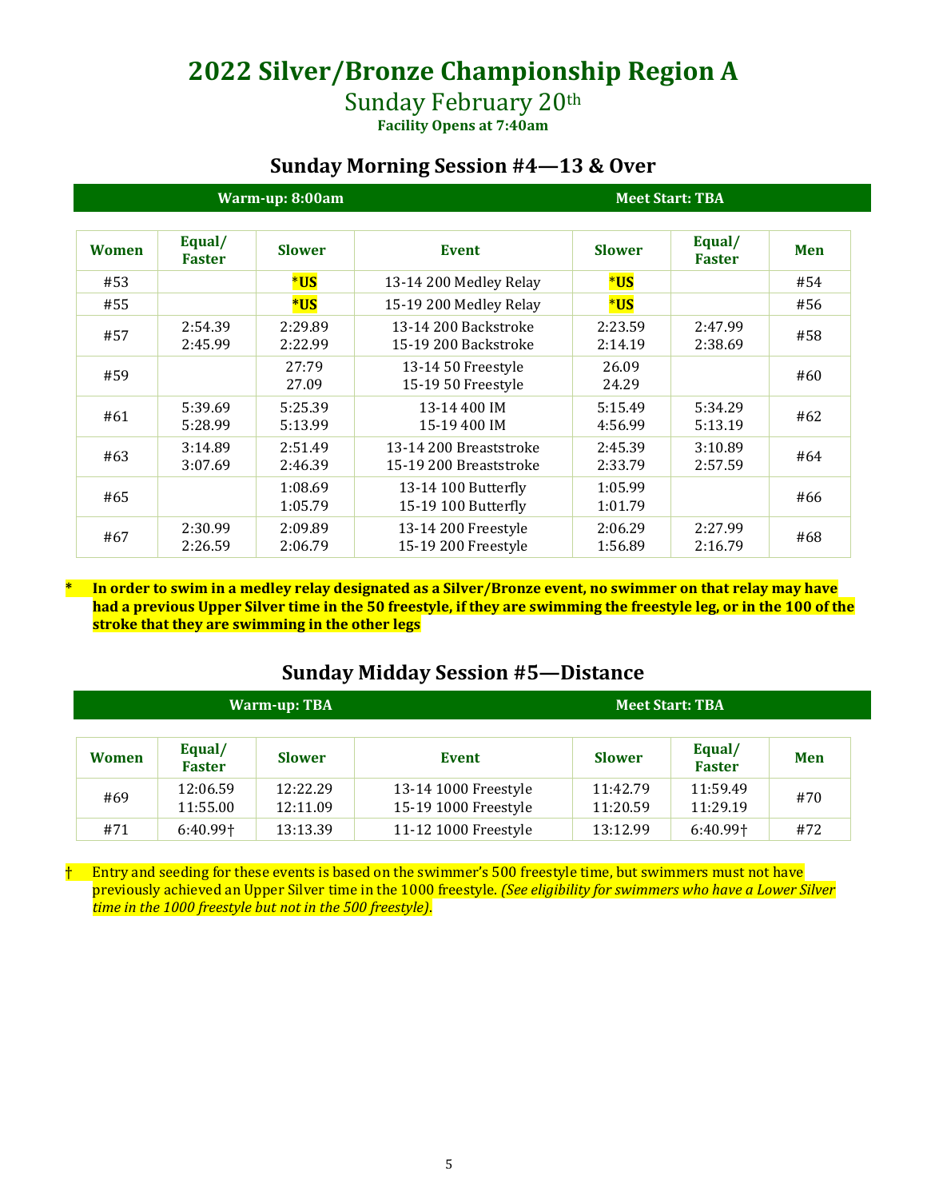# 2022 Silver/Bronze Championship Region A

## Sunday February 20th

**Facility Opens at 7:40am**

## Sunday Morning Session #4—13 & Over

**Warm-up: 8:00am** | **Meet Start: TBA**

| Women | Equal/ Faster | Slower | Event | Slower | Equal/ Faster | Men |
|---|---|---|---|---|---|---|
| #53 | | ***US** | 13-14 200 Medley Relay | ***US** | | #54 |
| #55 | | ***US** | 15-19 200 Medley Relay | ***US** | | #56 |
| #57 | 2:54.39<br>2:45.99 | 2:29.89<br>2:22.99 | 13-14 200 Backstroke<br>15-19 200 Backstroke | 2:23.59<br>2:14.19 | 2:47.99<br>2:38.69 | #58 |
| #59 | | 27:79<br>27.09 | 13-14 50 Freestyle<br>15-19 50 Freestyle | 26.09<br>24.29 | | #60 |
| #61 | 5:39.69<br>5:28.99 | 5:25.39<br>5:13.99 | 13-14 400 IM<br>15-19 400 IM | 5:15.49<br>4:56.99 | 5:34.29<br>5:13.19 | #62 |
| #63 | 3:14.89<br>3:07.69 | 2:51.49<br>2:46.39 | 13-14 200 Breaststroke<br>15-19 200 Breaststroke | 2:45.39<br>2:33.79 | 3:10.89<br>2:57.59 | #64 |
| #65 | | 1:08.69<br>1:05.79 | 13-14 100 Butterfly<br>15-19 100 Butterfly | 1:05.99<br>1:01.79 | | #66 |
| #67 | 2:30.99<br>2:26.59 | 2:09.89<br>2:06.79 | 13-14 200 Freestyle<br>15-19 200 Freestyle | 2:06.29<br>1:56.89 | 2:27.99<br>2:16.79 | #68 |

\* **In order to swim in a medley relay designated as a Silver/Bronze event, no swimmer on that relay may have had a previous Upper Silver time in the 50 freestyle, if they are swimming the freestyle leg, or in the 100 of the stroke that they are swimming in the other legs**

## Sunday Midday Session #5—Distance

**Warm-up: TBA** | **Meet Start: TBA**

| Women | Equal/ Faster | Slower | Event | Slower | Equal/ Faster | Men |
|---|---|---|---|---|---|---|
| #69 | 12:06.59<br>11:55.00 | 12:22.29<br>12:11.09 | 13-14 1000 Freestyle<br>15-19 1000 Freestyle | 11:42.79<br>11:20.59 | 11:59.49<br>11:29.19 | #70 |
| #71 | 6:40.99† | 13:13.39 | 11-12 1000 Freestyle | 13:12.99 | 6:40.99† | #72 |

† Entry and seeding for these events is based on the swimmer's 500 freestyle time, but swimmers must not have previously achieved an Upper Silver time in the 1000 freestyle. *(See eligibility for swimmers who have a Lower Silver time in the 1000 freestyle but not in the 500 freestyle).*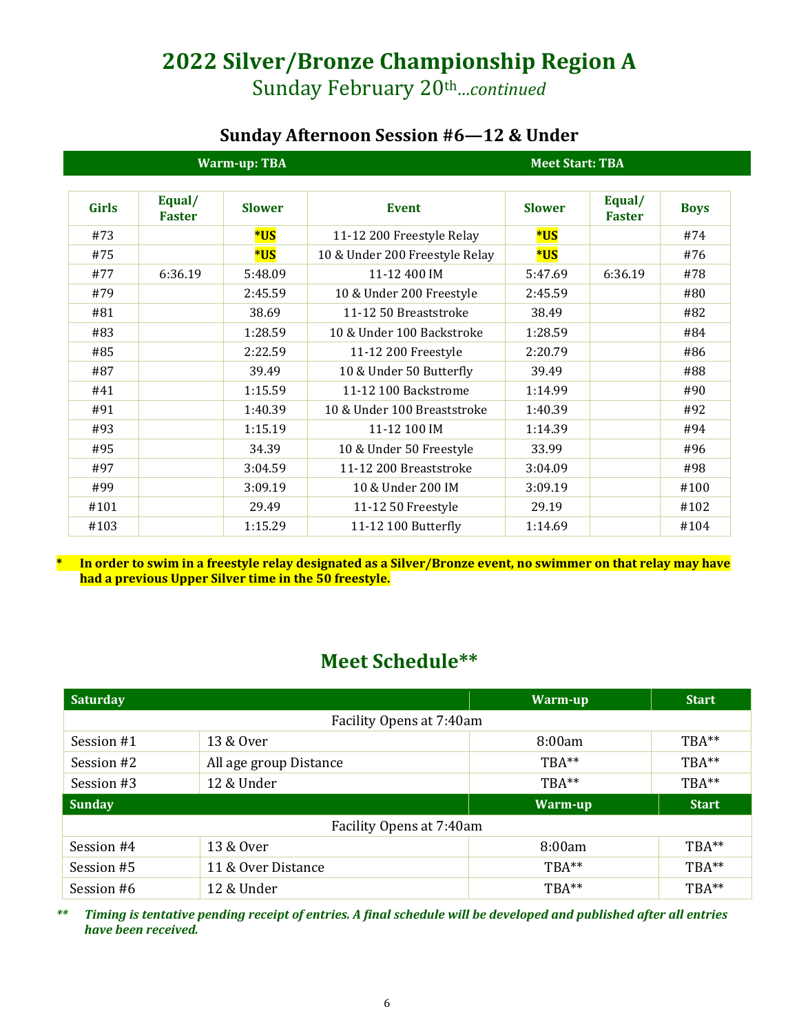# 2022 Silver/Bronze Championship Region A

Sunday February 20th*...continued*

## Sunday Afternoon Session #6—12 & Under

**Warm-up: TBA** | **Meet Start: TBA**

| Girls | Equal/ Faster | Slower | Event | Slower | Equal/ Faster | Boys |
|---|---|---|---|---|---|---|
| #73 | | *US | 11-12 200 Freestyle Relay | *US | | #74 |
| #75 | | *US | 10 & Under 200 Freestyle Relay | *US | | #76 |
| #77 | 6:36.19 | 5:48.09 | 11-12 400 IM | 5:47.69 | 6:36.19 | #78 |
| #79 | | 2:45.59 | 10 & Under 200 Freestyle | 2:45.59 | | #80 |
| #81 | | 38.69 | 11-12 50 Breaststroke | 38.49 | | #82 |
| #83 | | 1:28.59 | 10 & Under 100 Backstroke | 1:28.59 | | #84 |
| #85 | | 2:22.59 | 11-12 200 Freestyle | 2:20.79 | | #86 |
| #87 | | 39.49 | 10 & Under 50 Butterfly | 39.49 | | #88 |
| #41 | | 1:15.59 | 11-12 100 Backstrome | 1:14.99 | | #90 |
| #91 | | 1:40.39 | 10 & Under 100 Breaststroke | 1:40.39 | | #92 |
| #93 | | 1:15.19 | 11-12 100 IM | 1:14.39 | | #94 |
| #95 | | 34.39 | 10 & Under 50 Freestyle | 33.99 | | #96 |
| #97 | | 3:04.59 | 11-12 200 Breaststroke | 3:04.09 | | #98 |
| #99 | | 3:09.19 | 10 & Under 200 IM | 3:09.19 | | #100 |
| #101 | | 29.49 | 11-12 50 Freestyle | 29.19 | | #102 |
| #103 | | 1:15.29 | 11-12 100 Butterfly | 1:14.69 | | #104 |

**\* In order to swim in a freestyle relay designated as a Silver/Bronze event, no swimmer on that relay may have had a previous Upper Silver time in the 50 freestyle.**

## Meet Schedule**

| Saturday | | Warm-up | Start |
|---|---|---|---|
| Facility Opens at 7:40am | | | |
| Session #1 | 13 & Over | 8:00am | TBA** |
| Session #2 | All age group Distance | TBA** | TBA** |
| Session #3 | 12 & Under | TBA** | TBA** |
| **Sunday** | | **Warm-up** | **Start** |
| Facility Opens at 7:40am | | | |
| Session #4 | 13 & Over | 8:00am | TBA** |
| Session #5 | 11 & Over Distance | TBA** | TBA** |
| Session #6 | 12 & Under | TBA** | TBA** |

*\*\* Timing is tentative pending receipt of entries. A final schedule will be developed and published after all entries have been received.*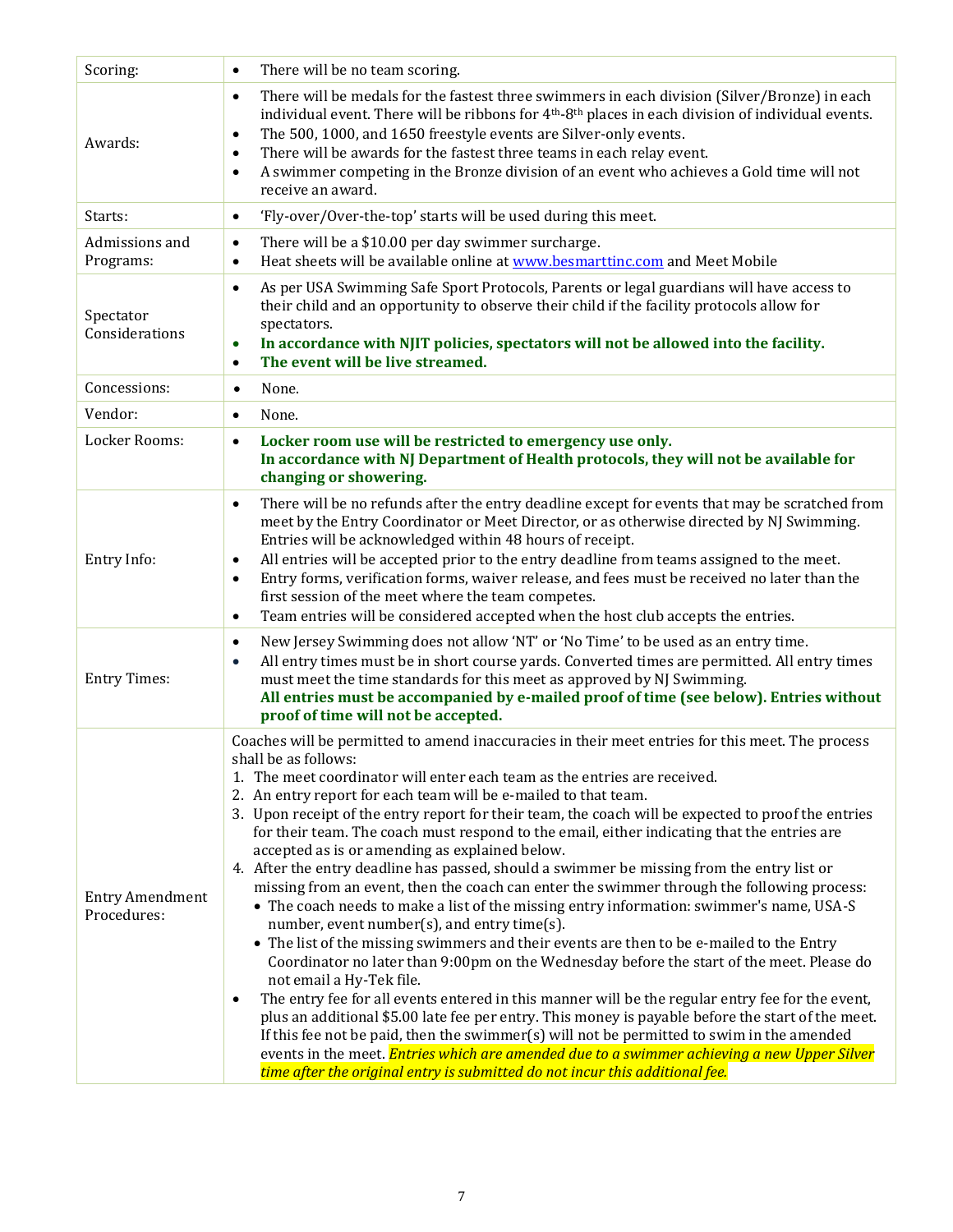| | |
|---|---|
| Scoring: | • There will be no team scoring. |
| Awards: | • There will be medals for the fastest three swimmers in each division (Silver/Bronze) in each individual event. There will be ribbons for 4th-8th places in each division of individual events.<br>• The 500, 1000, and 1650 freestyle events are Silver-only events.<br>• There will be awards for the fastest three teams in each relay event.<br>• A swimmer competing in the Bronze division of an event who achieves a Gold time will not receive an award. |
| Starts: | • 'Fly-over/Over-the-top' starts will be used during this meet. |
| Admissions and Programs: | • There will be a $10.00 per day swimmer surcharge.<br>• Heat sheets will be available online at www.besmarttinc.com and Meet Mobile |
| Spectator Considerations | • As per USA Swimming Safe Sport Protocols, Parents or legal guardians will have access to their child and an opportunity to observe their child if the facility protocols allow for spectators.<br>• **In accordance with NJIT policies, spectators will not be allowed into the facility.**<br>• **The event will be live streamed.** |
| Concessions: | • None. |
| Vendor: | • None. |
| Locker Rooms: | • **Locker room use will be restricted to emergency use only. In accordance with NJ Department of Health protocols, they will not be available for changing or showering.** |
| Entry Info: | • There will be no refunds after the entry deadline except for events that may be scratched from meet by the Entry Coordinator or Meet Director, or as otherwise directed by NJ Swimming. Entries will be acknowledged within 48 hours of receipt.<br>• All entries will be accepted prior to the entry deadline from teams assigned to the meet.<br>• Entry forms, verification forms, waiver release, and fees must be received no later than the first session of the meet where the team competes.<br>• Team entries will be considered accepted when the host club accepts the entries. |
| Entry Times: | • New Jersey Swimming does not allow 'NT' or 'No Time' to be used as an entry time.<br>• All entry times must be in short course yards. Converted times are permitted. All entry times must meet the time standards for this meet as approved by NJ Swimming. **All entries must be accompanied by e-mailed proof of time (see below). Entries without proof of time will not be accepted.** |
| Entry Amendment Procedures: | Coaches will be permitted to amend inaccuracies in their meet entries for this meet. The process shall be as follows:<br>1. The meet coordinator will enter each team as the entries are received.<br>2. An entry report for each team will be e-mailed to that team.<br>3. Upon receipt of the entry report for their team, the coach will be expected to proof the entries for their team. The coach must respond to the email, either indicating that the entries are accepted as is or amending as explained below.<br>4. After the entry deadline has passed, should a swimmer be missing from the entry list or missing from an event, then the coach can enter the swimmer through the following process:<br>• The coach needs to make a list of the missing entry information: swimmer's name, USA-S number, event number(s), and entry time(s).<br>• The list of the missing swimmers and their events are then to be e-mailed to the Entry Coordinator no later than 9:00pm on the Wednesday before the start of the meet. Please do not email a Hy-Tek file.<br>• The entry fee for all events entered in this manner will be the regular entry fee for the event, plus an additional $5.00 late fee per entry. This money is payable before the start of the meet. If this fee not be paid, then the swimmer(s) will not be permitted to swim in the amended events in the meet. *Entries which are amended due to a swimmer achieving a new Upper Silver time after the original entry is submitted do not incur this additional fee.* |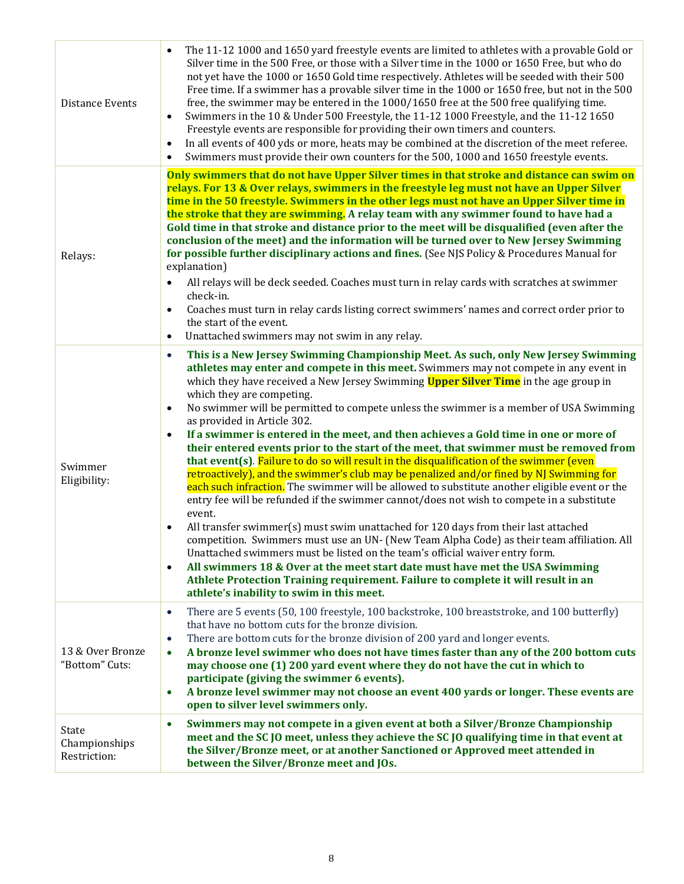| | |
|---|---|
| Distance Events | • The 11-12 1000 and 1650 yard freestyle events are limited to athletes with a provable Gold or Silver time in the 500 Free, or those with a Silver time in the 1000 or 1650 Free, but who do not yet have the 1000 or 1650 Gold time respectively. Athletes will be seeded with their 500 Free time. If a swimmer has a provable silver time in the 1000 or 1650 free, but not in the 500 free, the swimmer may be entered in the 1000/1650 free at the 500 free qualifying time.<br>• Swimmers in the 10 & Under 500 Freestyle, the 11-12 1000 Freestyle, and the 11-12 1650 Freestyle events are responsible for providing their own timers and counters.<br>• In all events of 400 yds or more, heats may be combined at the discretion of the meet referee.<br>• Swimmers must provide their own counters for the 500, 1000 and 1650 freestyle events. |
| Relays: | **Only swimmers that do not have Upper Silver times in that stroke and distance can swim on relays. For 13 & Over relays, swimmers in the freestyle leg must not have an Upper Silver time in the 50 freestyle. Swimmers in the other legs must not have an Upper Silver time in the stroke that they are swimming. A relay team with any swimmer found to have had a Gold time in that stroke and distance prior to the meet will be disqualified (even after the conclusion of the meet) and the information will be turned over to New Jersey Swimming for possible further disciplinary actions and fines.** (See NJS Policy & Procedures Manual for explanation)<br>• All relays will be deck seeded. Coaches must turn in relay cards with scratches at swimmer check-in.<br>• Coaches must turn in relay cards listing correct swimmers' names and correct order prior to the start of the event.<br>• Unattached swimmers may not swim in any relay. |
| Swimmer Eligibility: | • **This is a New Jersey Swimming Championship Meet. As such, only New Jersey Swimming athletes may enter and compete in this meet.** Swimmers may not compete in any event in which they have received a New Jersey Swimming **Upper Silver Time** in the age group in which they are competing.<br>• No swimmer will be permitted to compete unless the swimmer is a member of USA Swimming as provided in Article 302.<br>• **If a swimmer is entered in the meet, and then achieves a Gold time in one or more of their entered events prior to the start of the meet, that swimmer must be removed from that event(s)**. Failure to do so will result in the disqualification of the swimmer (even retroactively), and the swimmer's club may be penalized and/or fined by NJ Swimming for each such infraction. The swimmer will be allowed to substitute another eligible event or the entry fee will be refunded if the swimmer cannot/does not wish to compete in a substitute event.<br>• All transfer swimmer(s) must swim unattached for 120 days from their last attached competition. Swimmers must use an UN- (New Team Alpha Code) as their team affiliation. All Unattached swimmers must be listed on the team's official waiver entry form.<br>• **All swimmers 18 & Over at the meet start date must have met the USA Swimming Athlete Protection Training requirement. Failure to complete it will result in an athlete's inability to swim in this meet.** |
| 13 & Over Bronze "Bottom" Cuts: | • There are 5 events (50, 100 freestyle, 100 backstroke, 100 breaststroke, and 100 butterfly) that have no bottom cuts for the bronze division.<br>• There are bottom cuts for the bronze division of 200 yard and longer events.<br>• **A bronze level swimmer who does not have times faster than any of the 200 bottom cuts may choose one (1) 200 yard event where they do not have the cut in which to participate (giving the swimmer 6 events).**<br>• **A bronze level swimmer may not choose an event 400 yards or longer. These events are open to silver level swimmers only.** |
| State Championships Restriction: | • **Swimmers may not compete in a given event at both a Silver/Bronze Championship meet and the SC JO meet, unless they achieve the SC JO qualifying time in that event at the Silver/Bronze meet, or at another Sanctioned or Approved meet attended in between the Silver/Bronze meet and JOs.** |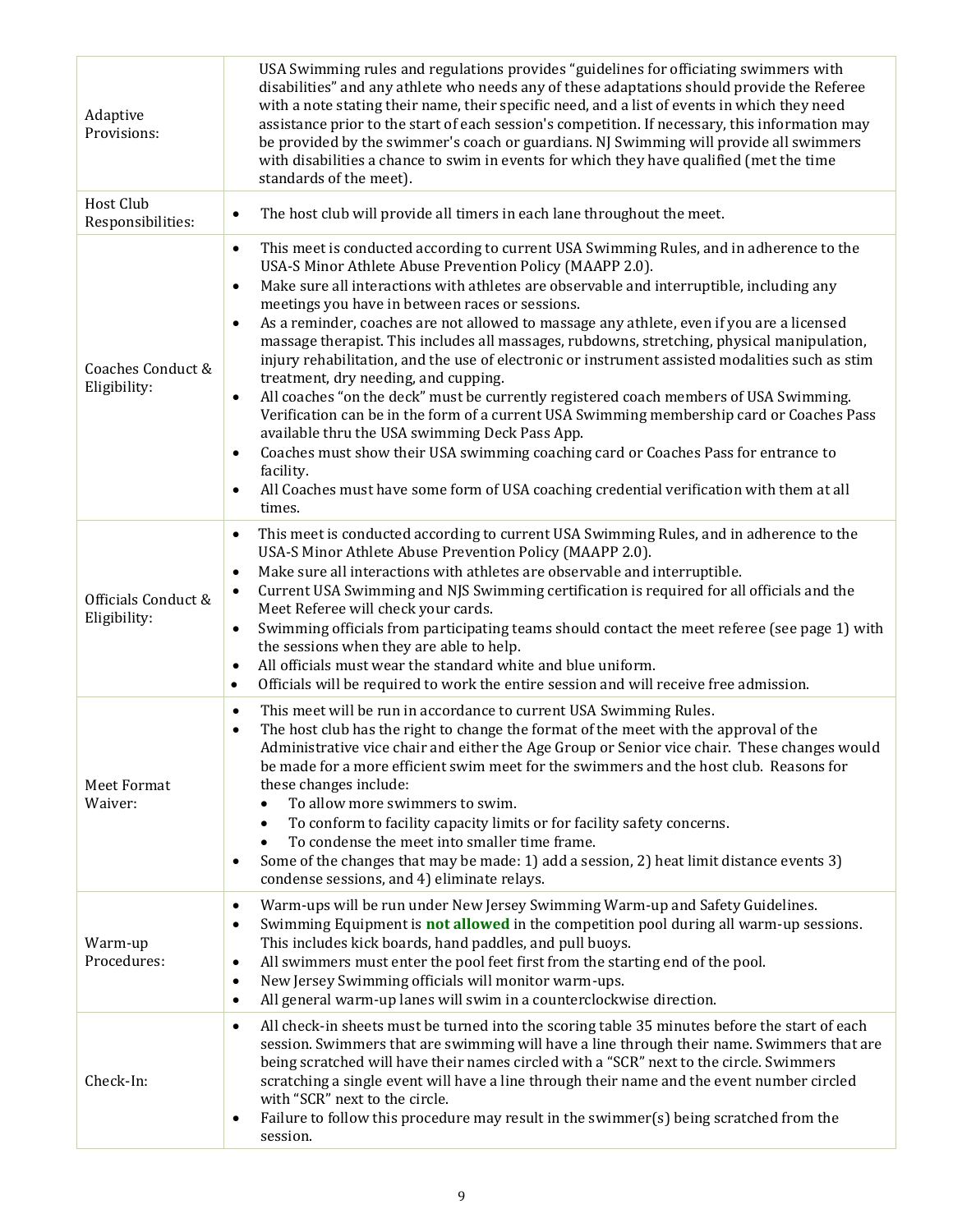| | |
|---|---|
| Adaptive Provisions: | USA Swimming rules and regulations provides "guidelines for officiating swimmers with disabilities" and any athlete who needs any of these adaptations should provide the Referee with a note stating their name, their specific need, and a list of events in which they need assistance prior to the start of each session's competition. If necessary, this information may be provided by the swimmer's coach or guardians. NJ Swimming will provide all swimmers with disabilities a chance to swim in events for which they have qualified (met the time standards of the meet). |
| Host Club Responsibilities: | • The host club will provide all timers in each lane throughout the meet. |
| Coaches Conduct & Eligibility: | • This meet is conducted according to current USA Swimming Rules, and in adherence to the USA-S Minor Athlete Abuse Prevention Policy (MAAPP 2.0).<br>• Make sure all interactions with athletes are observable and interruptible, including any meetings you have in between races or sessions.<br>• As a reminder, coaches are not allowed to massage any athlete, even if you are a licensed massage therapist. This includes all massages, rubdowns, stretching, physical manipulation, injury rehabilitation, and the use of electronic or instrument assisted modalities such as stim treatment, dry needing, and cupping.<br>• All coaches "on the deck" must be currently registered coach members of USA Swimming. Verification can be in the form of a current USA Swimming membership card or Coaches Pass available thru the USA swimming Deck Pass App.<br>• Coaches must show their USA swimming coaching card or Coaches Pass for entrance to facility.<br>• All Coaches must have some form of USA coaching credential verification with them at all times. |
| Officials Conduct & Eligibility: | • This meet is conducted according to current USA Swimming Rules, and in adherence to the USA-S Minor Athlete Abuse Prevention Policy (MAAPP 2.0).<br>• Make sure all interactions with athletes are observable and interruptible.<br>• Current USA Swimming and NJS Swimming certification is required for all officials and the Meet Referee will check your cards.<br>• Swimming officials from participating teams should contact the meet referee (see page 1) with the sessions when they are able to help.<br>• All officials must wear the standard white and blue uniform.<br>• Officials will be required to work the entire session and will receive free admission. |
| Meet Format Waiver: | • This meet will be run in accordance to current USA Swimming Rules.<br>• The host club has the right to change the format of the meet with the approval of the Administrative vice chair and either the Age Group or Senior vice chair. These changes would be made for a more efficient swim meet for the swimmers and the host club. Reasons for these changes include:<br>&nbsp;&nbsp;◦ To allow more swimmers to swim.<br>&nbsp;&nbsp;◦ To conform to facility capacity limits or for facility safety concerns.<br>&nbsp;&nbsp;◦ To condense the meet into smaller time frame.<br>• Some of the changes that may be made: 1) add a session, 2) heat limit distance events 3) condense sessions, and 4) eliminate relays. |
| Warm-up Procedures: | • Warm-ups will be run under New Jersey Swimming Warm-up and Safety Guidelines.<br>• Swimming Equipment is **not allowed** in the competition pool during all warm-up sessions. This includes kick boards, hand paddles, and pull buoys.<br>• All swimmers must enter the pool feet first from the starting end of the pool.<br>• New Jersey Swimming officials will monitor warm-ups.<br>• All general warm-up lanes will swim in a counterclockwise direction. |
| Check-In: | • All check-in sheets must be turned into the scoring table 35 minutes before the start of each session. Swimmers that are swimming will have a line through their name. Swimmers that are being scratched will have their names circled with a "SCR" next to the circle. Swimmers scratching a single event will have a line through their name and the event number circled with "SCR" next to the circle.<br>• Failure to follow this procedure may result in the swimmer(s) being scratched from the session. |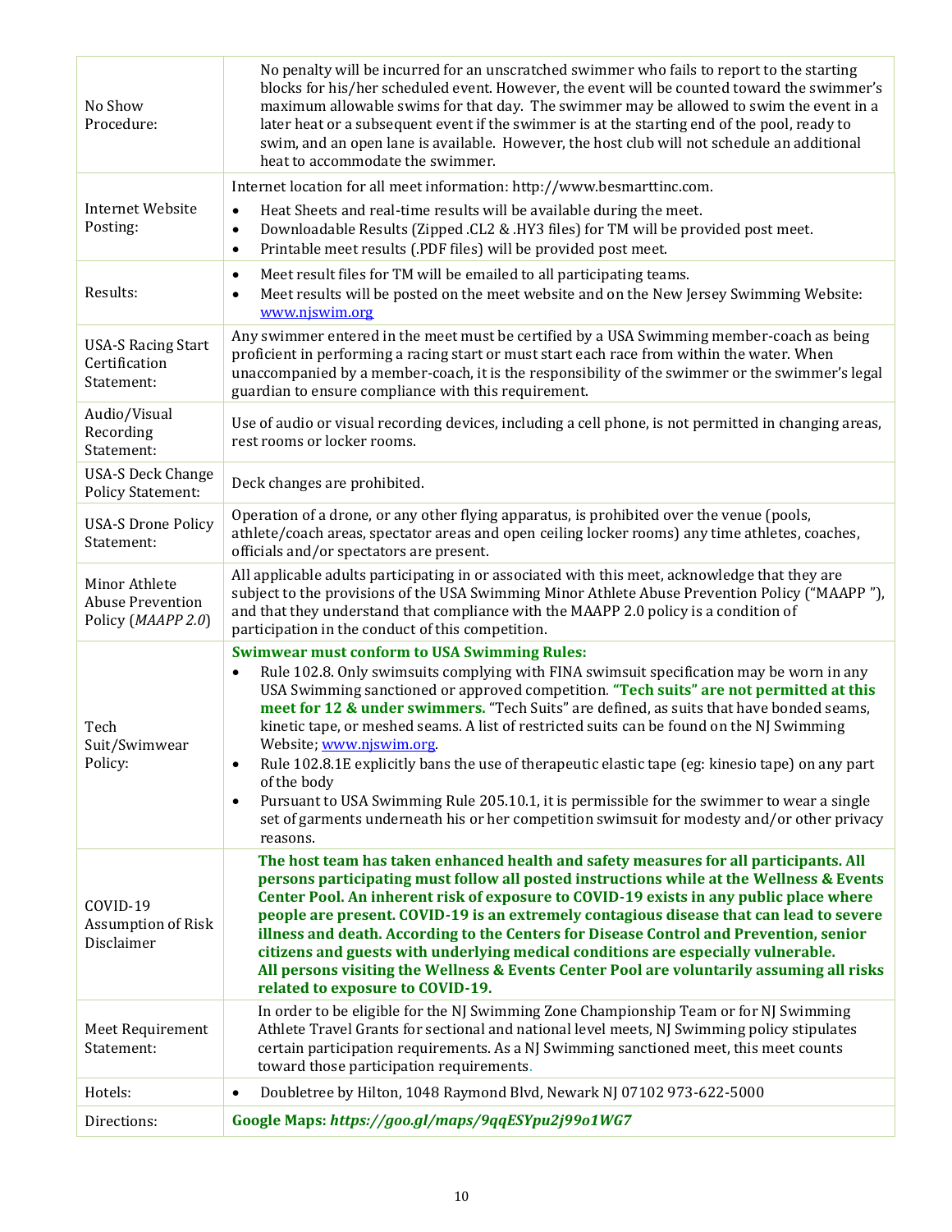| | |
|---|---|
| No Show Procedure: | No penalty will be incurred for an unscratched swimmer who fails to report to the starting blocks for his/her scheduled event. However, the event will be counted toward the swimmer's maximum allowable swims for that day. The swimmer may be allowed to swim the event in a later heat or a subsequent event if the swimmer is at the starting end of the pool, ready to swim, and an open lane is available. However, the host club will not schedule an additional heat to accommodate the swimmer. |
| Internet Website Posting: | Internet location for all meet information: http://www.besmarttinc.com.<br>• Heat Sheets and real-time results will be available during the meet.<br>• Downloadable Results (Zipped .CL2 & .HY3 files) for TM will be provided post meet.<br>• Printable meet results (.PDF files) will be provided post meet. |
| Results: | • Meet result files for TM will be emailed to all participating teams.<br>• Meet results will be posted on the meet website and on the New Jersey Swimming Website: www.njswim.org |
| USA-S Racing Start Certification Statement: | Any swimmer entered in the meet must be certified by a USA Swimming member-coach as being proficient in performing a racing start or must start each race from within the water. When unaccompanied by a member-coach, it is the responsibility of the swimmer or the swimmer's legal guardian to ensure compliance with this requirement. |
| Audio/Visual Recording Statement: | Use of audio or visual recording devices, including a cell phone, is not permitted in changing areas, rest rooms or locker rooms. |
| USA-S Deck Change Policy Statement: | Deck changes are prohibited. |
| USA-S Drone Policy Statement: | Operation of a drone, or any other flying apparatus, is prohibited over the venue (pools, athlete/coach areas, spectator areas and open ceiling locker rooms) any time athletes, coaches, officials and/or spectators are present. |
| Minor Athlete Abuse Prevention Policy (*MAAPP 2.0*) | All applicable adults participating in or associated with this meet, acknowledge that they are subject to the provisions of the USA Swimming Minor Athlete Abuse Prevention Policy ("MAAPP "), and that they understand that compliance with the MAAPP 2.0 policy is a condition of participation in the conduct of this competition. |
| Tech Suit/Swimwear Policy: | **Swimwear must conform to USA Swimming Rules:**<br>• Rule 102.8. Only swimsuits complying with FINA swimsuit specification may be worn in any USA Swimming sanctioned or approved competition. **"Tech suits" are not permitted at this meet for 12 & under swimmers.** "Tech Suits" are defined, as suits that have bonded seams, kinetic tape, or meshed seams. A list of restricted suits can be found on the NJ Swimming Website; www.njswim.org.<br>• Rule 102.8.1E explicitly bans the use of therapeutic elastic tape (eg: kinesio tape) on any part of the body<br>• Pursuant to USA Swimming Rule 205.10.1, it is permissible for the swimmer to wear a single set of garments underneath his or her competition swimsuit for modesty and/or other privacy reasons. |
| COVID-19 Assumption of Risk Disclaimer | **The host team has taken enhanced health and safety measures for all participants. All persons participating must follow all posted instructions while at the Wellness & Events Center Pool. An inherent risk of exposure to COVID-19 exists in any public place where people are present. COVID-19 is an extremely contagious disease that can lead to severe illness and death. According to the Centers for Disease Control and Prevention, senior citizens and guests with underlying medical conditions are especially vulnerable. All persons visiting the Wellness & Events Center Pool are voluntarily assuming all risks related to exposure to COVID-19.** |
| Meet Requirement Statement: | In order to be eligible for the NJ Swimming Zone Championship Team or for NJ Swimming Athlete Travel Grants for sectional and national level meets, NJ Swimming policy stipulates certain participation requirements. As a NJ Swimming sanctioned meet, this meet counts toward those participation requirements. |
| Hotels: | • Doubletree by Hilton, 1048 Raymond Blvd, Newark NJ 07102 973-622-5000 |
| Directions: | **Google Maps: *https://goo.gl/maps/9qqESYpu2j99o1WG7*** |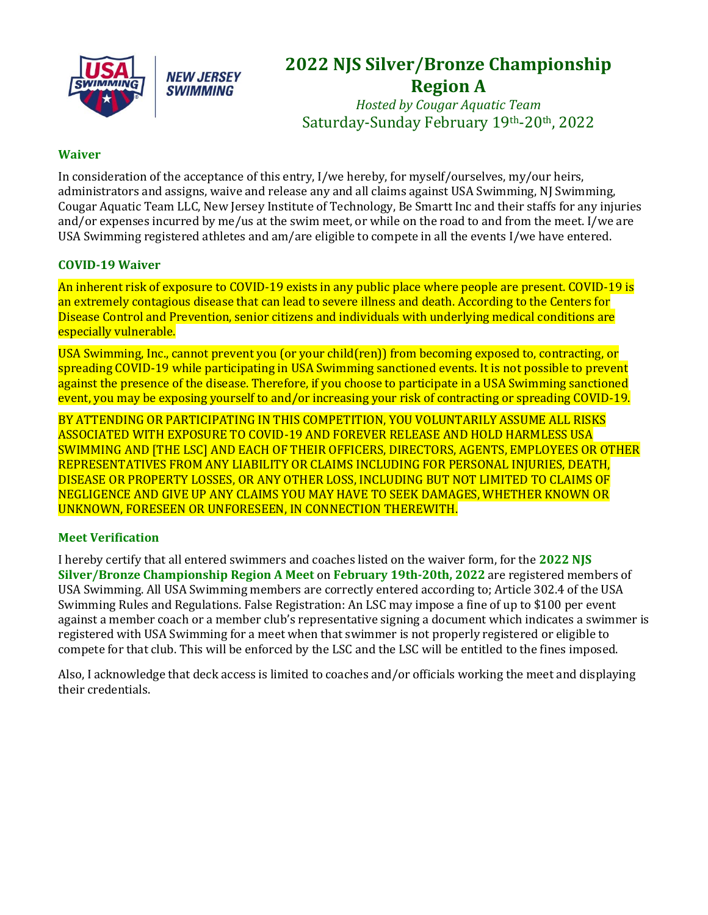# 2022 NJS Silver/Bronze Championship Region A

*Hosted by Cougar Aquatic Team*

Saturday-Sunday February 19th-20th, 2022

## Waiver

In consideration of the acceptance of this entry, I/we hereby, for myself/ourselves, my/our heirs, administrators and assigns, waive and release any and all claims against USA Swimming, NJ Swimming, Cougar Aquatic Team LLC, New Jersey Institute of Technology, Be Smartt Inc and their staffs for any injuries and/or expenses incurred by me/us at the swim meet, or while on the road to and from the meet. I/we are USA Swimming registered athletes and am/are eligible to compete in all the events I/we have entered.

## COVID-19 Waiver

An inherent risk of exposure to COVID-19 exists in any public place where people are present. COVID-19 is an extremely contagious disease that can lead to severe illness and death. According to the Centers for Disease Control and Prevention, senior citizens and individuals with underlying medical conditions are especially vulnerable.

USA Swimming, Inc., cannot prevent you (or your child(ren)) from becoming exposed to, contracting, or spreading COVID-19 while participating in USA Swimming sanctioned events. It is not possible to prevent against the presence of the disease. Therefore, if you choose to participate in a USA Swimming sanctioned event, you may be exposing yourself to and/or increasing your risk of contracting or spreading COVID-19.

BY ATTENDING OR PARTICIPATING IN THIS COMPETITION, YOU VOLUNTARILY ASSUME ALL RISKS ASSOCIATED WITH EXPOSURE TO COVID-19 AND FOREVER RELEASE AND HOLD HARMLESS USA SWIMMING AND [THE LSC] AND EACH OF THEIR OFFICERS, DIRECTORS, AGENTS, EMPLOYEES OR OTHER REPRESENTATIVES FROM ANY LIABILITY OR CLAIMS INCLUDING FOR PERSONAL INJURIES, DEATH, DISEASE OR PROPERTY LOSSES, OR ANY OTHER LOSS, INCLUDING BUT NOT LIMITED TO CLAIMS OF NEGLIGENCE AND GIVE UP ANY CLAIMS YOU MAY HAVE TO SEEK DAMAGES, WHETHER KNOWN OR UNKNOWN, FORESEEN OR UNFORESEEN, IN CONNECTION THEREWITH.

## Meet Verification

I hereby certify that all entered swimmers and coaches listed on the waiver form, for the **2022 NJS Silver/Bronze Championship Region A Meet** on **February 19th-20th, 2022** are registered members of USA Swimming. All USA Swimming members are correctly entered according to; Article 302.4 of the USA Swimming Rules and Regulations. False Registration: An LSC may impose a fine of up to $100 per event against a member coach or a member club's representative signing a document which indicates a swimmer is registered with USA Swimming for a meet when that swimmer is not properly registered or eligible to compete for that club. This will be enforced by the LSC and the LSC will be entitled to the fines imposed.

Also, I acknowledge that deck access is limited to coaches and/or officials working the meet and displaying their credentials.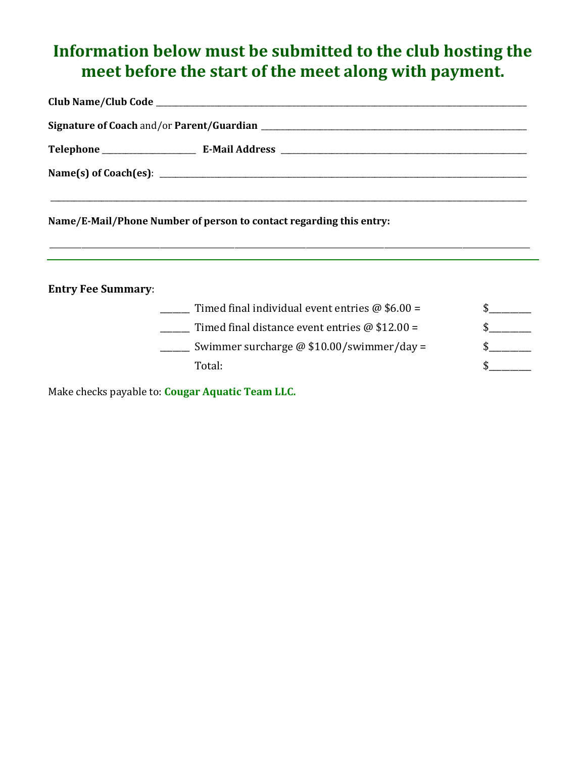## Information below must be submitted to the club hosting the meet before the start of the meet along with payment.

**Club Name/Club Code** ____________________________________________

**Signature of Coach** and/or **Parent/Guardian** ______________________________

**Telephone** ____________ **E-Mail Address** ______________________________

**Name(s) of Coach(es)**: ____________________________________________

____________________________________________________________

**Name/E-Mail/Phone Number of person to contact regarding this entry:**

____________________________________________________________

---

**Entry Fee Summary**:

| | | |
|---|---|---|
| ______ | Timed final individual event entries @ $6.00 = | $________ |
| ______ | Timed final distance event entries @ $12.00 = | $________ |
| ______ | Swimmer surcharge @ $10.00/swimmer/day = | $________ |
| | Total: | $________ |

Make checks payable to: **Cougar Aquatic Team LLC.**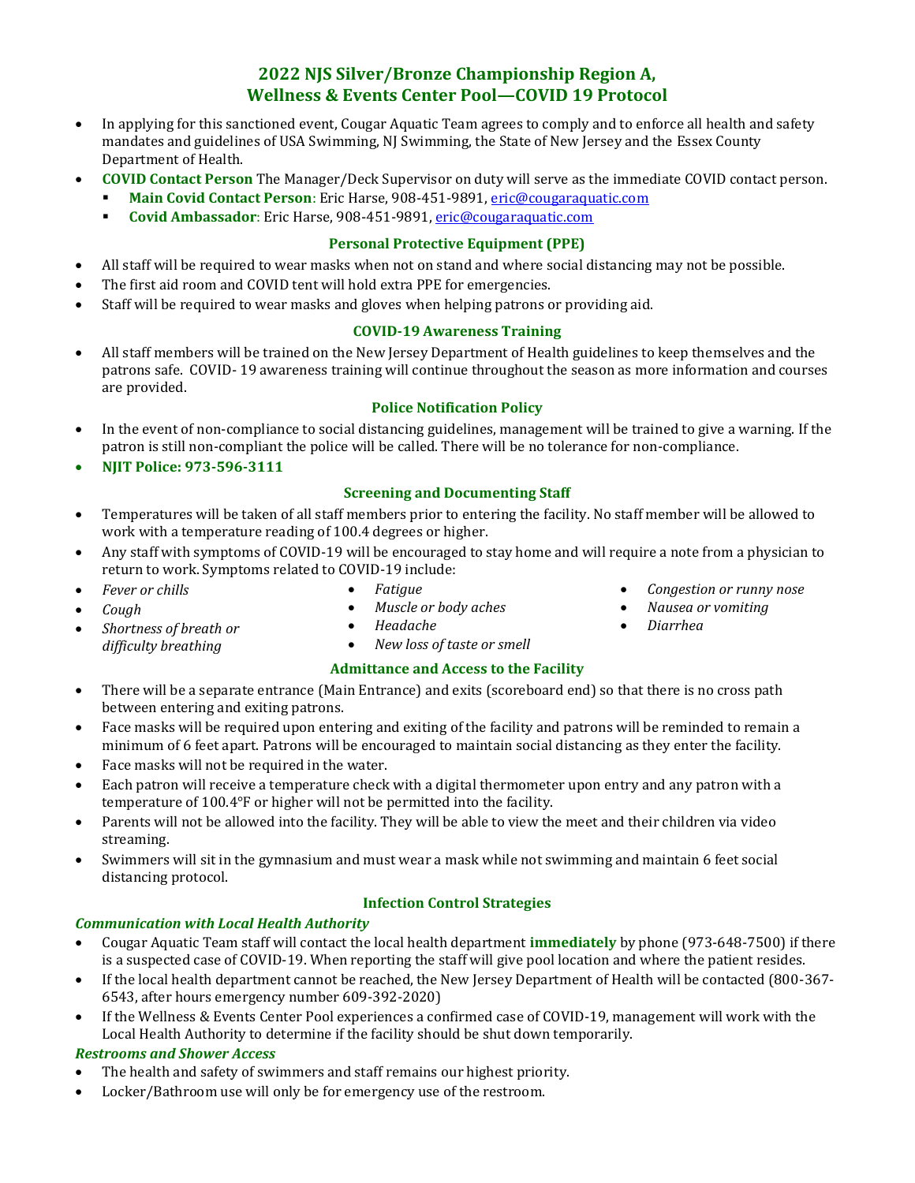# 2022 NJS Silver/Bronze Championship Region A, Wellness & Events Center Pool—COVID 19 Protocol

- In applying for this sanctioned event, Cougar Aquatic Team agrees to comply and to enforce all health and safety mandates and guidelines of USA Swimming, NJ Swimming, the State of New Jersey and the Essex County Department of Health.
- **COVID Contact Person** The Manager/Deck Supervisor on duty will serve as the immediate COVID contact person.
  - **Main Covid Contact Person**: Eric Harse, 908-451-9891, eric@cougaraquatic.com
  - **Covid Ambassador**: Eric Harse, 908-451-9891, eric@cougaraquatic.com

## Personal Protective Equipment (PPE)

- All staff will be required to wear masks when not on stand and where social distancing may not be possible.
- The first aid room and COVID tent will hold extra PPE for emergencies.
- Staff will be required to wear masks and gloves when helping patrons or providing aid.

## COVID-19 Awareness Training

- All staff members will be trained on the New Jersey Department of Health guidelines to keep themselves and the patrons safe. COVID- 19 awareness training will continue throughout the season as more information and courses are provided.

## Police Notification Policy

- In the event of non-compliance to social distancing guidelines, management will be trained to give a warning. If the patron is still non-compliant the police will be called. There will be no tolerance for non-compliance.
- **NJIT Police: 973-596-3111**

## Screening and Documenting Staff

- Temperatures will be taken of all staff members prior to entering the facility. No staff member will be allowed to work with a temperature reading of 100.4 degrees or higher.
- Any staff with symptoms of COVID-19 will be encouraged to stay home and will require a note from a physician to return to work. Symptoms related to COVID-19 include:

- *Fever or chills*
- *Cough*
- *Shortness of breath or difficulty breathing*
- *Fatigue*
- *Muscle or body aches*
- *Headache*
- *New loss of taste or smell*
- *Congestion or runny nose*
- *Nausea or vomiting*
- *Diarrhea*

## Admittance and Access to the Facility

- There will be a separate entrance (Main Entrance) and exits (scoreboard end) so that there is no cross path between entering and exiting patrons.
- Face masks will be required upon entering and exiting of the facility and patrons will be reminded to remain a minimum of 6 feet apart. Patrons will be encouraged to maintain social distancing as they enter the facility.
- Face masks will not be required in the water.
- Each patron will receive a temperature check with a digital thermometer upon entry and any patron with a temperature of 100.4°F or higher will not be permitted into the facility.
- Parents will not be allowed into the facility. They will be able to view the meet and their children via video streaming.
- Swimmers will sit in the gymnasium and must wear a mask while not swimming and maintain 6 feet social distancing protocol.

## Infection Control Strategies

### *Communication with Local Health Authority*

- Cougar Aquatic Team staff will contact the local health department **immediately** by phone (973-648-7500) if there is a suspected case of COVID-19. When reporting the staff will give pool location and where the patient resides.
- If the local health department cannot be reached, the New Jersey Department of Health will be contacted (800-367-6543, after hours emergency number 609-392-2020)
- If the Wellness & Events Center Pool experiences a confirmed case of COVID-19, management will work with the Local Health Authority to determine if the facility should be shut down temporarily.

### *Restrooms and Shower Access*

- The health and safety of swimmers and staff remains our highest priority.
- Locker/Bathroom use will only be for emergency use of the restroom.